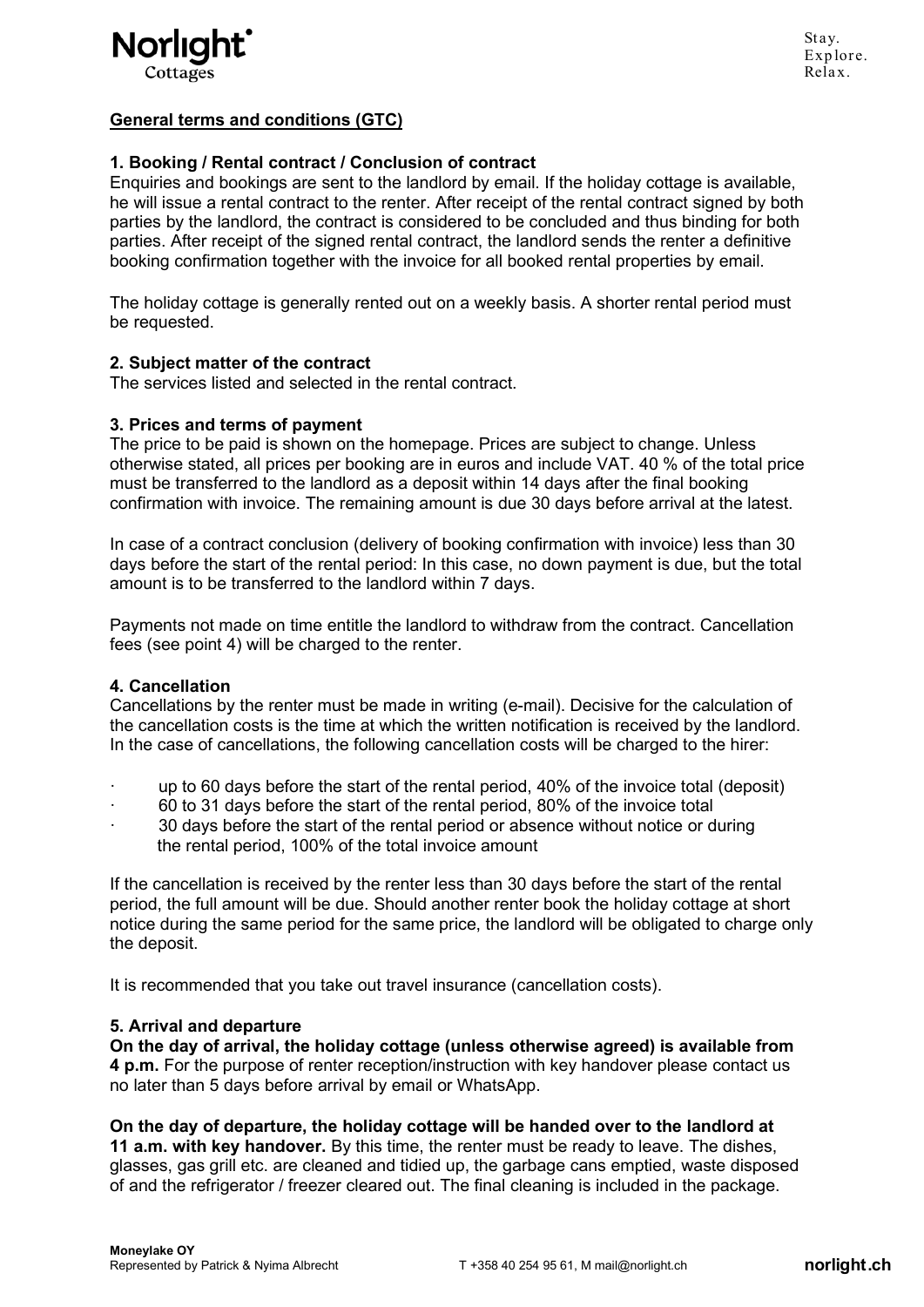## General terms and conditions (GTC)

### 1. Booking / Rental contract / Conclusion of contract

Enquiries and bookings are sent to the landlord by email. If the holiday cottage is available, he will issue a rental contract to the renter. After receipt of the rental contract signed by both parties by the landlord, the contract is considered to be concluded and thus binding for both parties. After receipt of the signed rental contract, the landlord sends the renter a definitive booking confirmation together with the invoice for all booked rental properties by email.

The holiday cottage is generally rented out on a weekly basis. A shorter rental period must be requested.

### 2. Subject matter of the contract

The services listed and selected in the rental contract.

### 3. Prices and terms of payment

The price to be paid is shown on the homepage. Prices are subject to change. Unless otherwise stated, all prices per booking are in euros and include VAT. 40 % of the total price must be transferred to the landlord as a deposit within 14 days after the final booking confirmation with invoice. The remaining amount is due 30 days before arrival at the latest.

In case of a contract conclusion (delivery of booking confirmation with invoice) less than 30 days before the start of the rental period: In this case, no down payment is due, but the total amount is to be transferred to the landlord within 7 days.

Payments not made on time entitle the landlord to withdraw from the contract. Cancellation fees (see point 4) will be charged to the renter.

### 4. Cancellation

Cancellations by the renter must be made in writing (e-mail). Decisive for the calculation of the cancellation costs is the time at which the written notification is received by the landlord. In the case of cancellations, the following cancellation costs will be charged to the hirer:

- up to 60 days before the start of the rental period, 40% of the invoice total (deposit)
- 60 to 31 days before the start of the rental period, 80% of the invoice total
- 30 days before the start of the rental period or absence without notice or during the rental period, 100% of the total invoice amount

If the cancellation is received by the renter less than 30 days before the start of the rental period, the full amount will be due. Should another renter book the holiday cottage at short notice during the same period for the same price, the landlord will be obligated to charge only the deposit.

It is recommended that you take out travel insurance (cancellation costs).

### 5. Arrival and departure

**On the day of arrival, the holiday cottage (unless otherwise agreed) is available from 4 p.m.** For the purpose of renter reception/instruction with key handover please contact us no later than 5 days before arrival by email or WhatsApp.

**On the day of departure, the holiday cottage will be handed over to the landlord at 11 a.m. with key handover.** By this time, the renter must be ready to leave. The dishes, glasses, gas grill etc. are cleaned and tidied up, the garbage cans emptied, waste disposed of and the refrigerator / freezer cleared out. The final cleaning is included in the package.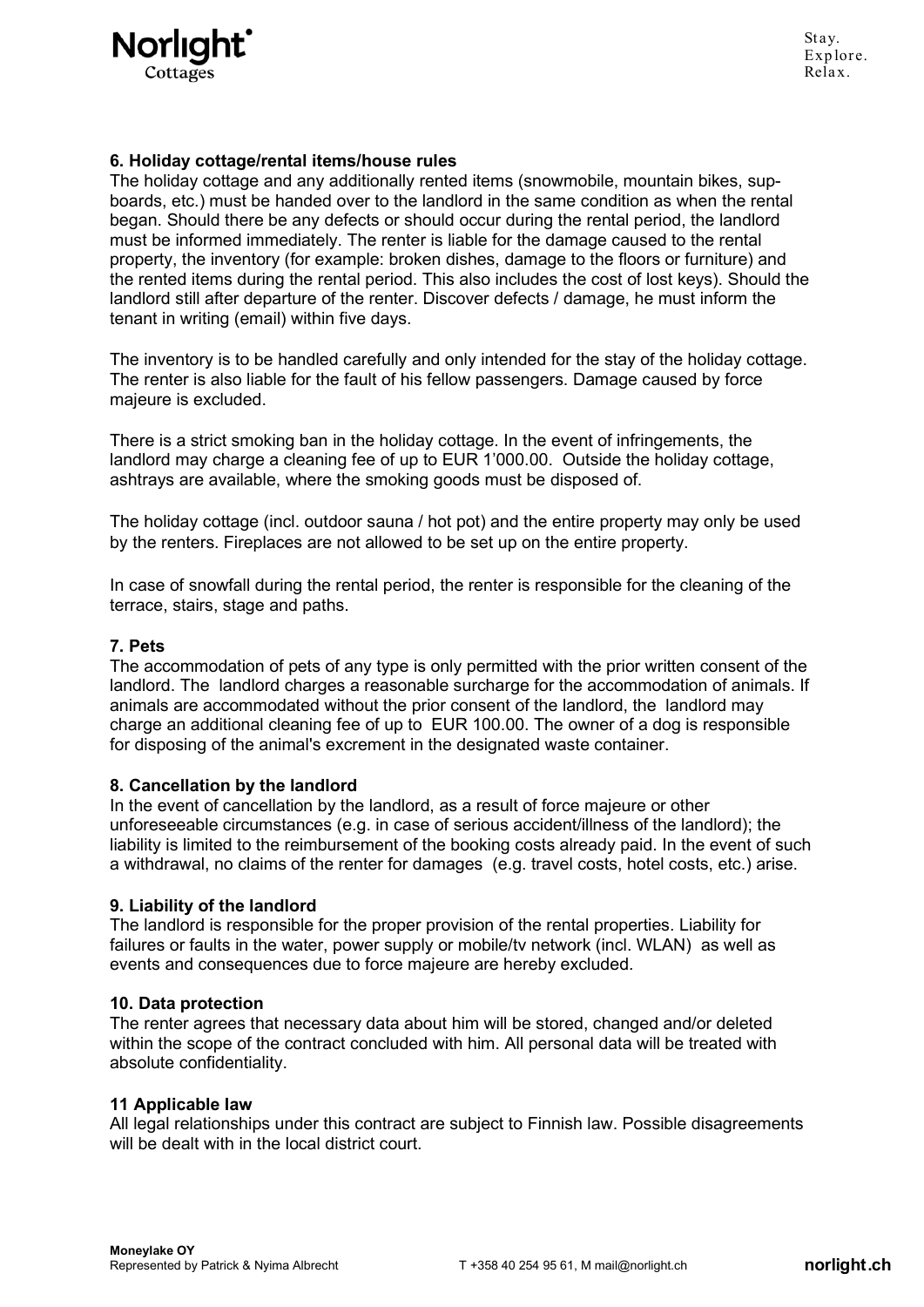### 6. Holiday cottage/rental items/house rules

The holiday cottage and any additionally rented items (snowmobile, mountain bikes, sup-boards, etc.) must be handed over to the landlord in the same condition as when the rental began. Should there be any defects or should occur during the rental period, the landlord must be informed immediately. The renter is liable for the damage caused to the rental property, the inventory (for example: broken dishes, damage to the floors or furniture) and the rented items during the rental period. This also includes the cost of lost keys). Should the landlord still after departure of the renter. Discover defects / damage, he must inform the tenant in writing (email) within five days.

The inventory is to be handled carefully and only intended for the stay of the holiday cottage. The renter is also liable for the fault of his fellow passengers. Damage caused by force majeure is excluded.

There is a strict smoking ban in the holiday cottage. In the event of infringements, the landlord may charge a cleaning fee of up to EUR 1’000.00. Outside the holiday cottage, ashtrays are available, where the smoking goods must be disposed of.

The holiday cottage (incl. outdoor sauna / hot pot) and the entire property may only be used by the renters. Fireplaces are not allowed to be set up on the entire property.

In case of snowfall during the rental period, the renter is responsible for the cleaning of the terrace, stairs, stage and paths.

### 7. Pets

The accommodation of pets of any type is only permitted with the prior written consent of the landlord. The landlord charges a reasonable surcharge for the accommodation of animals. If animals are accommodated without the prior consent of the landlord, the landlord may charge an additional cleaning fee of up to EUR 100.00. The owner of a dog is responsible for disposing of the animal's excrement in the designated waste container.

### 8. Cancellation by the landlord

In the event of cancellation by the landlord, as a result of force majeure or other unforeseeable circumstances (e.g. in case of serious accident/illness of the landlord); the liability is limited to the reimbursement of the booking costs already paid. In the event of such a withdrawal, no claims of the renter for damages (e.g. travel costs, hotel costs, etc.) arise.

### 9. Liability of the landlord

The landlord is responsible for the proper provision of the rental properties. Liability for failures or faults in the water, power supply or mobile/tv network (incl. WLAN) as well as events and consequences due to force majeure are hereby excluded.

### 10. Data protection

The renter agrees that necessary data about him will be stored, changed and/or deleted within the scope of the contract concluded with him. All personal data will be treated with absolute confidentiality.

### 11 Applicable law

All legal relationships under this contract are subject to Finnish law. Possible disagreements will be dealt with in the local district court.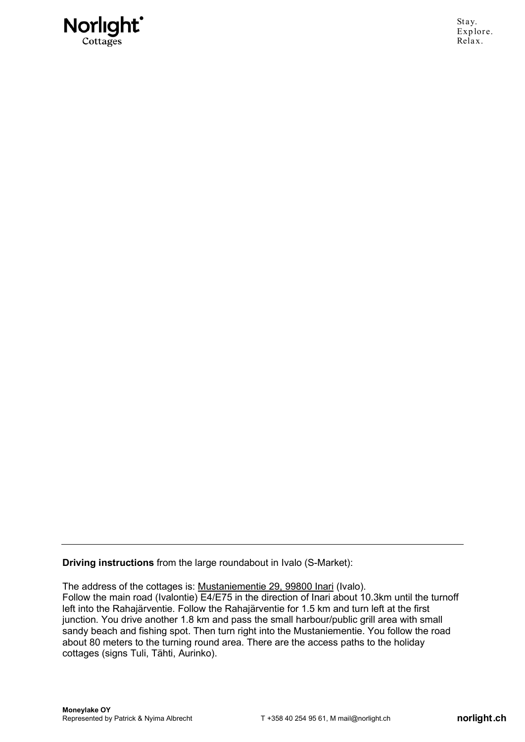**Driving instructions** from the large roundabout in Ivalo (S-Market):

The address of the cottages is: Mustaniementie 29, 99800 Inari (Ivalo).
Follow the main road (Ivalontie) E4/E75 in the direction of Inari about 10.3km until the turnoff left into the Rahajärventie. Follow the Rahajärventie for 1.5 km and turn left at the first junction. You drive another 1.8 km and pass the small harbour/public grill area with small sandy beach and fishing spot. Then turn right into the Mustaniementie. You follow the road about 80 meters to the turning round area. There are the access paths to the holiday cottages (signs Tuli, Tähti, Aurinko).